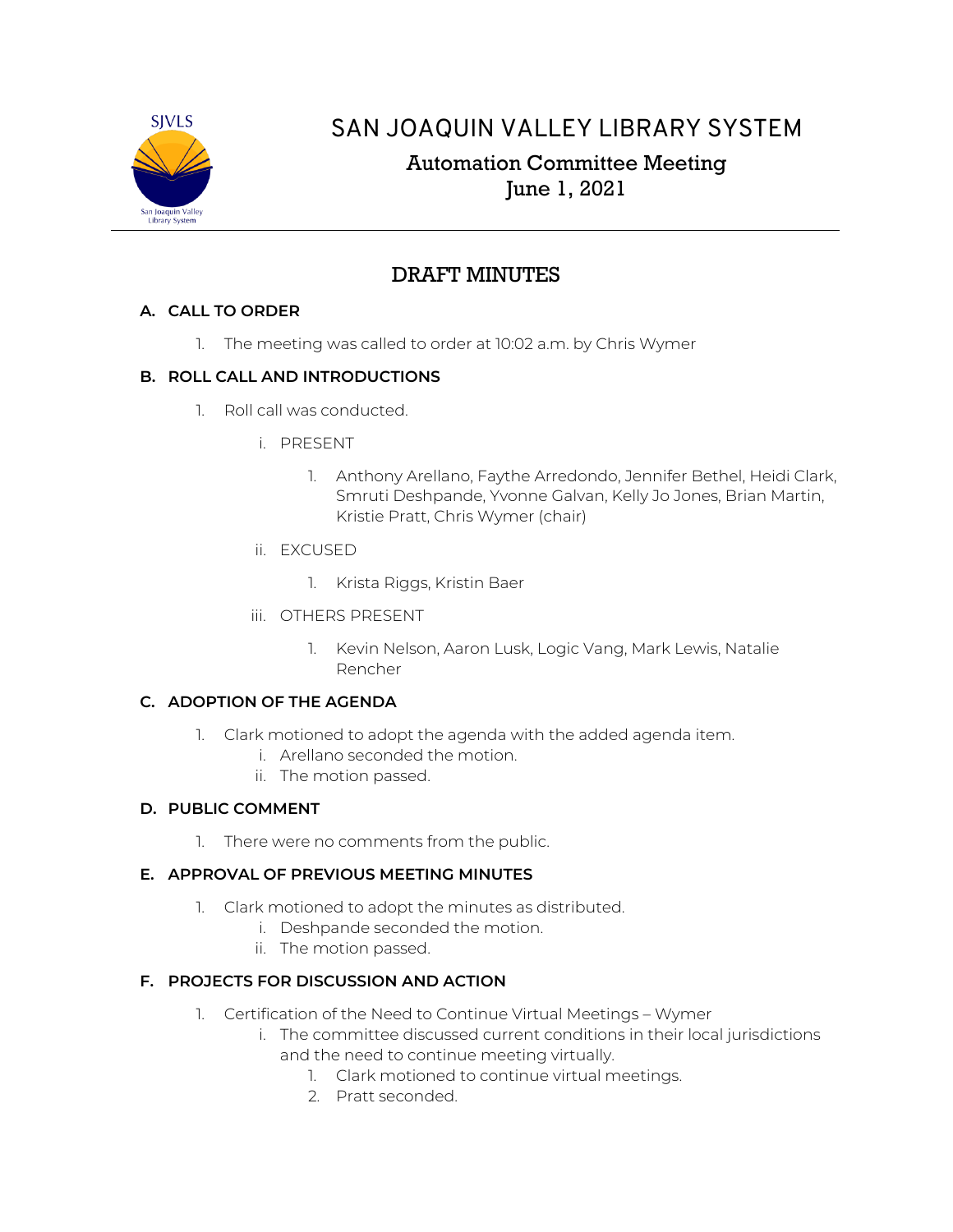# SAN JOAQUIN VALLEY LIBRARY SYSTEM

## Automation Committee Meeting
## June 1, 2021

## DRAFT MINUTES

### A. CALL TO ORDER

1. The meeting was called to order at 10:02 a.m. by Chris Wymer

### B. ROLL CALL AND INTRODUCTIONS

1. Roll call was conducted.
   - i. PRESENT
     1. Anthony Arellano, Faythe Arredondo, Jennifer Bethel, Heidi Clark, Smruti Deshpande, Yvonne Galvan, Kelly Jo Jones, Brian Martin, Kristie Pratt, Chris Wymer (chair)
   - ii. EXCUSED
     1. Krista Riggs, Kristin Baer
   - iii. OTHERS PRESENT
     1. Kevin Nelson, Aaron Lusk, Logic Vang, Mark Lewis, Natalie Rencher

### C. ADOPTION OF THE AGENDA

1. Clark motioned to adopt the agenda with the added agenda item.
   - i. Arellano seconded the motion.
   - ii. The motion passed.

### D. PUBLIC COMMENT

1. There were no comments from the public.

### E. APPROVAL OF PREVIOUS MEETING MINUTES

1. Clark motioned to adopt the minutes as distributed.
   - i. Deshpande seconded the motion.
   - ii. The motion passed.

### F. PROJECTS FOR DISCUSSION AND ACTION

1. Certification of the Need to Continue Virtual Meetings – Wymer
   - i. The committee discussed current conditions in their local jurisdictions and the need to continue meeting virtually.
     1. Clark motioned to continue virtual meetings.
     2. Pratt seconded.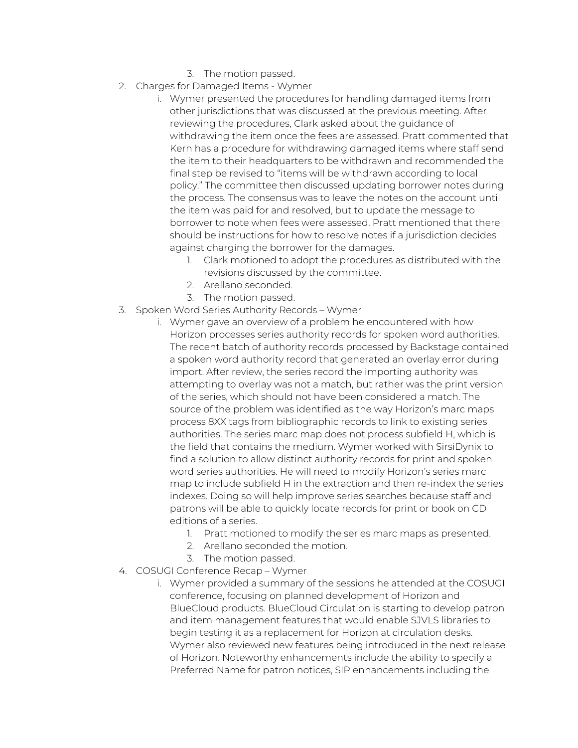3. The motion passed.

2. Charges for Damaged Items - Wymer
    i. Wymer presented the procedures for handling damaged items from other jurisdictions that was discussed at the previous meeting. After reviewing the procedures, Clark asked about the guidance of withdrawing the item once the fees are assessed. Pratt commented that Kern has a procedure for withdrawing damaged items where staff send the item to their headquarters to be withdrawn and recommended the final step be revised to "items will be withdrawn according to local policy." The committee then discussed updating borrower notes during the process. The consensus was to leave the notes on the account until the item was paid for and resolved, but to update the message to borrower to note when fees were assessed. Pratt mentioned that there should be instructions for how to resolve notes if a jurisdiction decides against charging the borrower for the damages.
        1. Clark motioned to adopt the procedures as distributed with the revisions discussed by the committee.
        2. Arellano seconded.
        3. The motion passed.

3. Spoken Word Series Authority Records – Wymer
    i. Wymer gave an overview of a problem he encountered with how Horizon processes series authority records for spoken word authorities. The recent batch of authority records processed by Backstage contained a spoken word authority record that generated an overlay error during import. After review, the series record the importing authority was attempting to overlay was not a match, but rather was the print version of the series, which should not have been considered a match. The source of the problem was identified as the way Horizon's marc maps process 8XX tags from bibliographic records to link to existing series authorities. The series marc map does not process subfield H, which is the field that contains the medium. Wymer worked with SirsiDynix to find a solution to allow distinct authority records for print and spoken word series authorities. He will need to modify Horizon's series marc map to include subfield H in the extraction and then re-index the series indexes. Doing so will help improve series searches because staff and patrons will be able to quickly locate records for print or book on CD editions of a series.
        1. Pratt motioned to modify the series marc maps as presented.
        2. Arellano seconded the motion.
        3. The motion passed.

4. COSUGI Conference Recap – Wymer
    i. Wymer provided a summary of the sessions he attended at the COSUGI conference, focusing on planned development of Horizon and BlueCloud products. BlueCloud Circulation is starting to develop patron and item management features that would enable SJVLS libraries to begin testing it as a replacement for Horizon at circulation desks. Wymer also reviewed new features being introduced in the next release of Horizon. Noteworthy enhancements include the ability to specify a Preferred Name for patron notices, SIP enhancements including the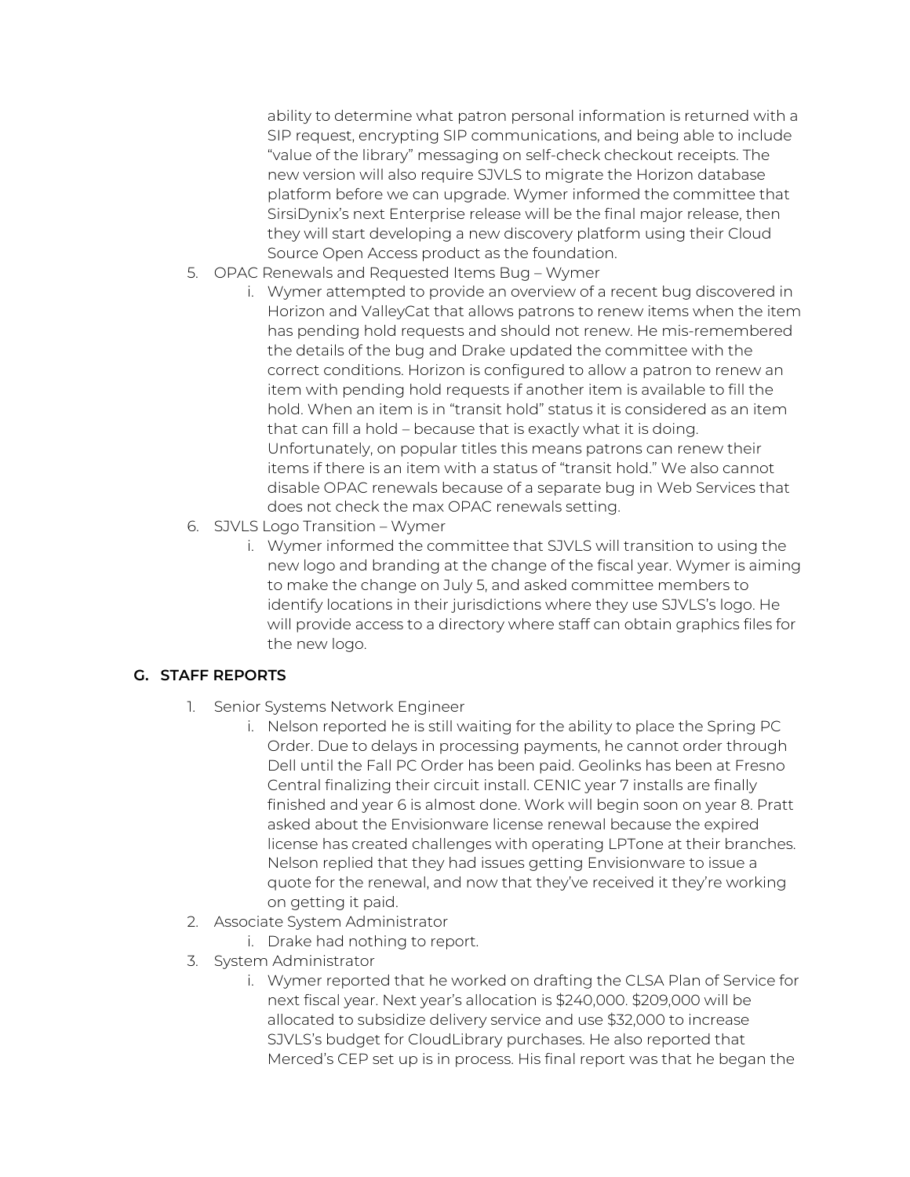ability to determine what patron personal information is returned with a SIP request, encrypting SIP communications, and being able to include "value of the library" messaging on self-check checkout receipts. The new version will also require SJVLS to migrate the Horizon database platform before we can upgrade. Wymer informed the committee that SirsiDynix's next Enterprise release will be the final major release, then they will start developing a new discovery platform using their Cloud Source Open Access product as the foundation.

5. OPAC Renewals and Requested Items Bug – Wymer
   i. Wymer attempted to provide an overview of a recent bug discovered in Horizon and ValleyCat that allows patrons to renew items when the item has pending hold requests and should not renew. He mis-remembered the details of the bug and Drake updated the committee with the correct conditions. Horizon is configured to allow a patron to renew an item with pending hold requests if another item is available to fill the hold. When an item is in "transit hold" status it is considered as an item that can fill a hold – because that is exactly what it is doing. Unfortunately, on popular titles this means patrons can renew their items if there is an item with a status of "transit hold." We also cannot disable OPAC renewals because of a separate bug in Web Services that does not check the max OPAC renewals setting.
6. SJVLS Logo Transition – Wymer
   i. Wymer informed the committee that SJVLS will transition to using the new logo and branding at the change of the fiscal year. Wymer is aiming to make the change on July 5, and asked committee members to identify locations in their jurisdictions where they use SJVLS's logo. He will provide access to a directory where staff can obtain graphics files for the new logo.

## G. STAFF REPORTS

1. Senior Systems Network Engineer
   i. Nelson reported he is still waiting for the ability to place the Spring PC Order. Due to delays in processing payments, he cannot order through Dell until the Fall PC Order has been paid. Geolinks has been at Fresno Central finalizing their circuit install. CENIC year 7 installs are finally finished and year 6 is almost done. Work will begin soon on year 8. Pratt asked about the Envisionware license renewal because the expired license has created challenges with operating LPTone at their branches. Nelson replied that they had issues getting Envisionware to issue a quote for the renewal, and now that they've received it they're working on getting it paid.
2. Associate System Administrator
   i. Drake had nothing to report.
3. System Administrator
   i. Wymer reported that he worked on drafting the CLSA Plan of Service for next fiscal year. Next year's allocation is $240,000. $209,000 will be allocated to subsidize delivery service and use $32,000 to increase SJVLS's budget for CloudLibrary purchases. He also reported that Merced's CEP set up is in process. His final report was that he began the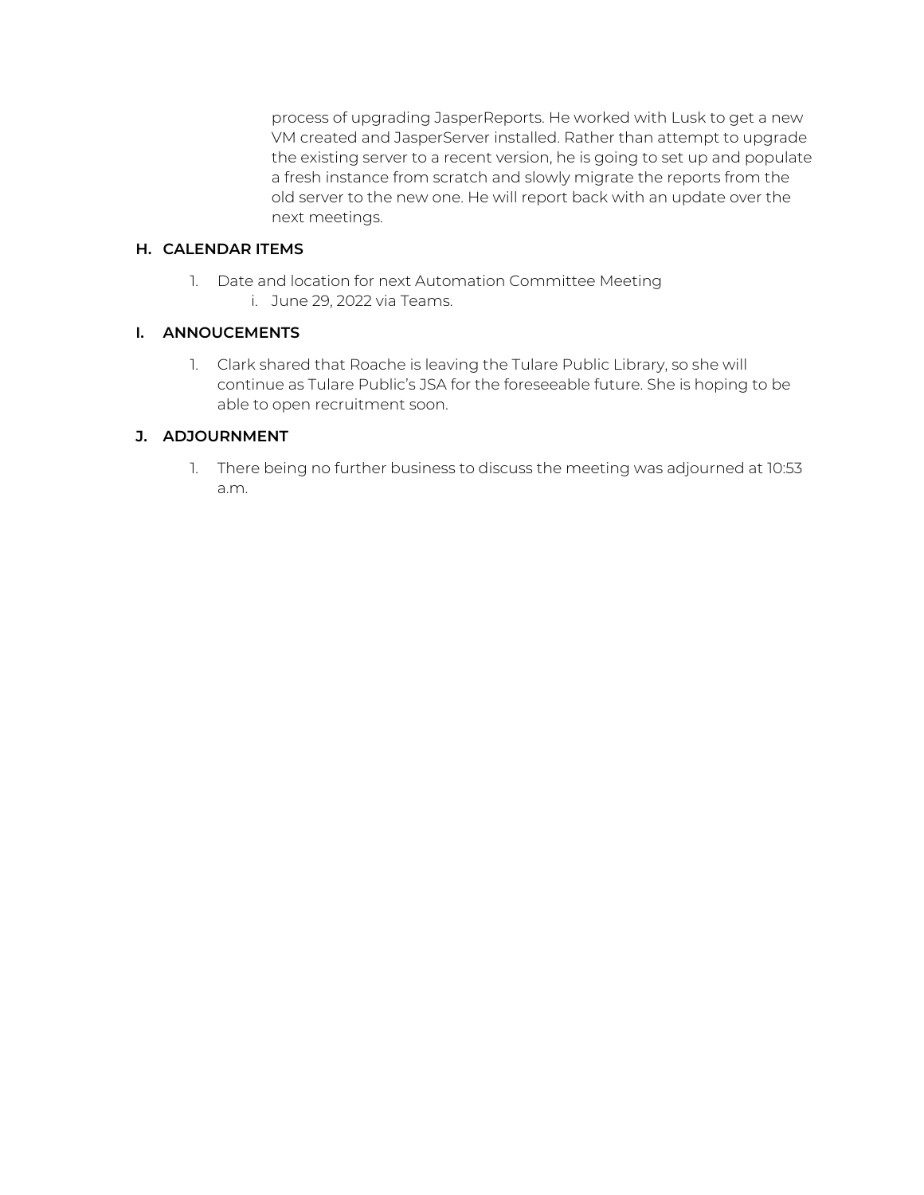process of upgrading JasperReports. He worked with Lusk to get a new VM created and JasperServer installed. Rather than attempt to upgrade the existing server to a recent version, he is going to set up and populate a fresh instance from scratch and slowly migrate the reports from the old server to the new one. He will report back with an update over the next meetings.

## H. CALENDAR ITEMS

1. Date and location for next Automation Committee Meeting
   i. June 29, 2022 via Teams.

## I. ANNOUCEMENTS

1. Clark shared that Roache is leaving the Tulare Public Library, so she will continue as Tulare Public's JSA for the foreseeable future. She is hoping to be able to open recruitment soon.

## J. ADJOURNMENT

1. There being no further business to discuss the meeting was adjourned at 10:53 a.m.